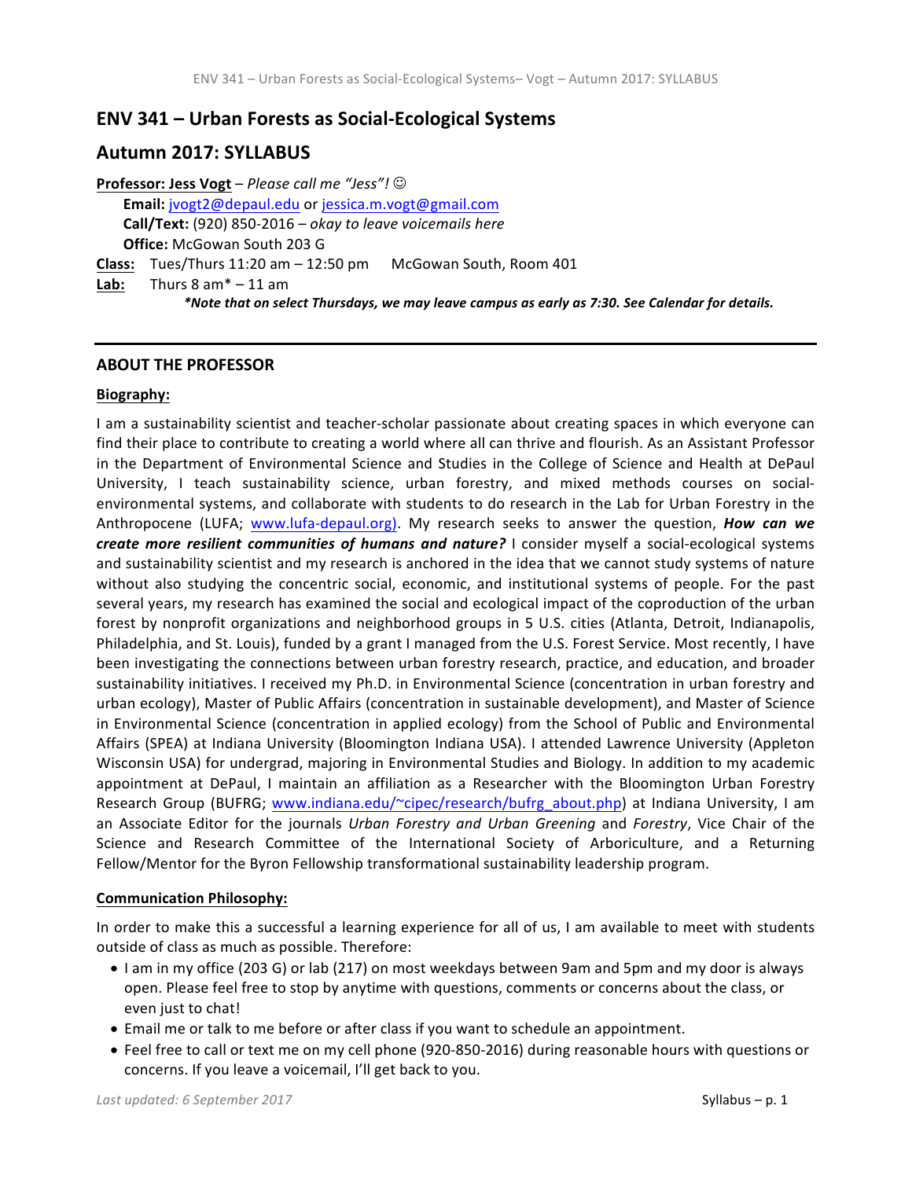# ENV 341 – Urban Forests as Social-Ecological Systems

## Autumn 2017: SYLLABUS

**Professor: Jess Vogt** – *Please call me "Jess"!* ☺

**Email:** jvogt2@depaul.edu or jessica.m.vogt@gmail.com

**Call/Text:** (920) 850-2016 – *okay to leave voicemails here*

**Office:** McGowan South 203 G

**Class:** Tues/Thurs 11:20 am – 12:50 pm McGowan South, Room 401

**Lab:** Thurs 8 am* – 11 am

***Note that on select Thursdays, we may leave campus as early as 7:30. See Calendar for details.***

---

### ABOUT THE PROFESSOR

**Biography:**

I am a sustainability scientist and teacher-scholar passionate about creating spaces in which everyone can find their place to contribute to creating a world where all can thrive and flourish. As an Assistant Professor in the Department of Environmental Science and Studies in the College of Science and Health at DePaul University, I teach sustainability science, urban forestry, and mixed methods courses on social-environmental systems, and collaborate with students to do research in the Lab for Urban Forestry in the Anthropocene (LUFA; www.lufa-depaul.org). My research seeks to answer the question, ***How can we create more resilient communities of humans and nature?*** I consider myself a social-ecological systems and sustainability scientist and my research is anchored in the idea that we cannot study systems of nature without also studying the concentric social, economic, and institutional systems of people. For the past several years, my research has examined the social and ecological impact of the coproduction of the urban forest by nonprofit organizations and neighborhood groups in 5 U.S. cities (Atlanta, Detroit, Indianapolis, Philadelphia, and St. Louis), funded by a grant I managed from the U.S. Forest Service. Most recently, I have been investigating the connections between urban forestry research, practice, and education, and broader sustainability initiatives. I received my Ph.D. in Environmental Science (concentration in urban forestry and urban ecology), Master of Public Affairs (concentration in sustainable development), and Master of Science in Environmental Science (concentration in applied ecology) from the School of Public and Environmental Affairs (SPEA) at Indiana University (Bloomington Indiana USA). I attended Lawrence University (Appleton Wisconsin USA) for undergrad, majoring in Environmental Studies and Biology. In addition to my academic appointment at DePaul, I maintain an affiliation as a Researcher with the Bloomington Urban Forestry Research Group (BUFRG; www.indiana.edu/~cipec/research/bufrg_about.php) at Indiana University, I am an Associate Editor for the journals *Urban Forestry and Urban Greening* and *Forestry*, Vice Chair of the Science and Research Committee of the International Society of Arboriculture, and a Returning Fellow/Mentor for the Byron Fellowship transformational sustainability leadership program.

**Communication Philosophy:**

In order to make this a successful a learning experience for all of us, I am available to meet with students outside of class as much as possible. Therefore:

- I am in my office (203 G) or lab (217) on most weekdays between 9am and 5pm and my door is always open. Please feel free to stop by anytime with questions, comments or concerns about the class, or even just to chat!
- Email me or talk to me before or after class if you want to schedule an appointment.
- Feel free to call or text me on my cell phone (920-850-2016) during reasonable hours with questions or concerns. If you leave a voicemail, I'll get back to you.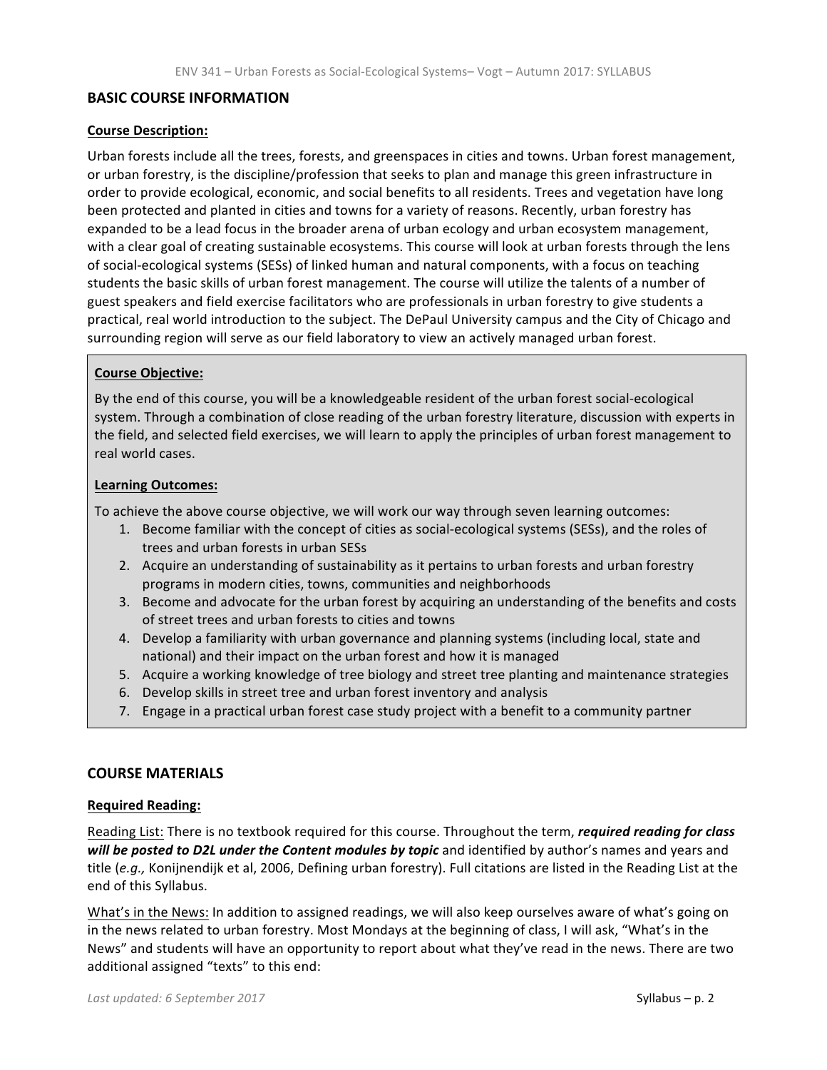## BASIC COURSE INFORMATION

### Course Description:

Urban forests include all the trees, forests, and greenspaces in cities and towns. Urban forest management, or urban forestry, is the discipline/profession that seeks to plan and manage this green infrastructure in order to provide ecological, economic, and social benefits to all residents. Trees and vegetation have long been protected and planted in cities and towns for a variety of reasons. Recently, urban forestry has expanded to be a lead focus in the broader arena of urban ecology and urban ecosystem management, with a clear goal of creating sustainable ecosystems. This course will look at urban forests through the lens of social-ecological systems (SESs) of linked human and natural components, with a focus on teaching students the basic skills of urban forest management. The course will utilize the talents of a number of guest speakers and field exercise facilitators who are professionals in urban forestry to give students a practical, real world introduction to the subject. The DePaul University campus and the City of Chicago and surrounding region will serve as our field laboratory to view an actively managed urban forest.

### Course Objective:

By the end of this course, you will be a knowledgeable resident of the urban forest social-ecological system. Through a combination of close reading of the urban forestry literature, discussion with experts in the field, and selected field exercises, we will learn to apply the principles of urban forest management to real world cases.

### Learning Outcomes:

To achieve the above course objective, we will work our way through seven learning outcomes:

1. Become familiar with the concept of cities as social-ecological systems (SESs), and the roles of trees and urban forests in urban SESs
2. Acquire an understanding of sustainability as it pertains to urban forests and urban forestry programs in modern cities, towns, communities and neighborhoods
3. Become and advocate for the urban forest by acquiring an understanding of the benefits and costs of street trees and urban forests to cities and towns
4. Develop a familiarity with urban governance and planning systems (including local, state and national) and their impact on the urban forest and how it is managed
5. Acquire a working knowledge of tree biology and street tree planting and maintenance strategies
6. Develop skills in street tree and urban forest inventory and analysis
7. Engage in a practical urban forest case study project with a benefit to a community partner

## COURSE MATERIALS

### Required Reading:

Reading List: There is no textbook required for this course. Throughout the term, ***required reading for class will be posted to D2L under the Content modules by topic*** and identified by author's names and years and title (*e.g.,* Konijnendijk et al, 2006, Defining urban forestry). Full citations are listed in the Reading List at the end of this Syllabus.

What's in the News: In addition to assigned readings, we will also keep ourselves aware of what's going on in the news related to urban forestry. Most Mondays at the beginning of class, I will ask, "What's in the News" and students will have an opportunity to report about what they've read in the news. There are two additional assigned "texts" to this end: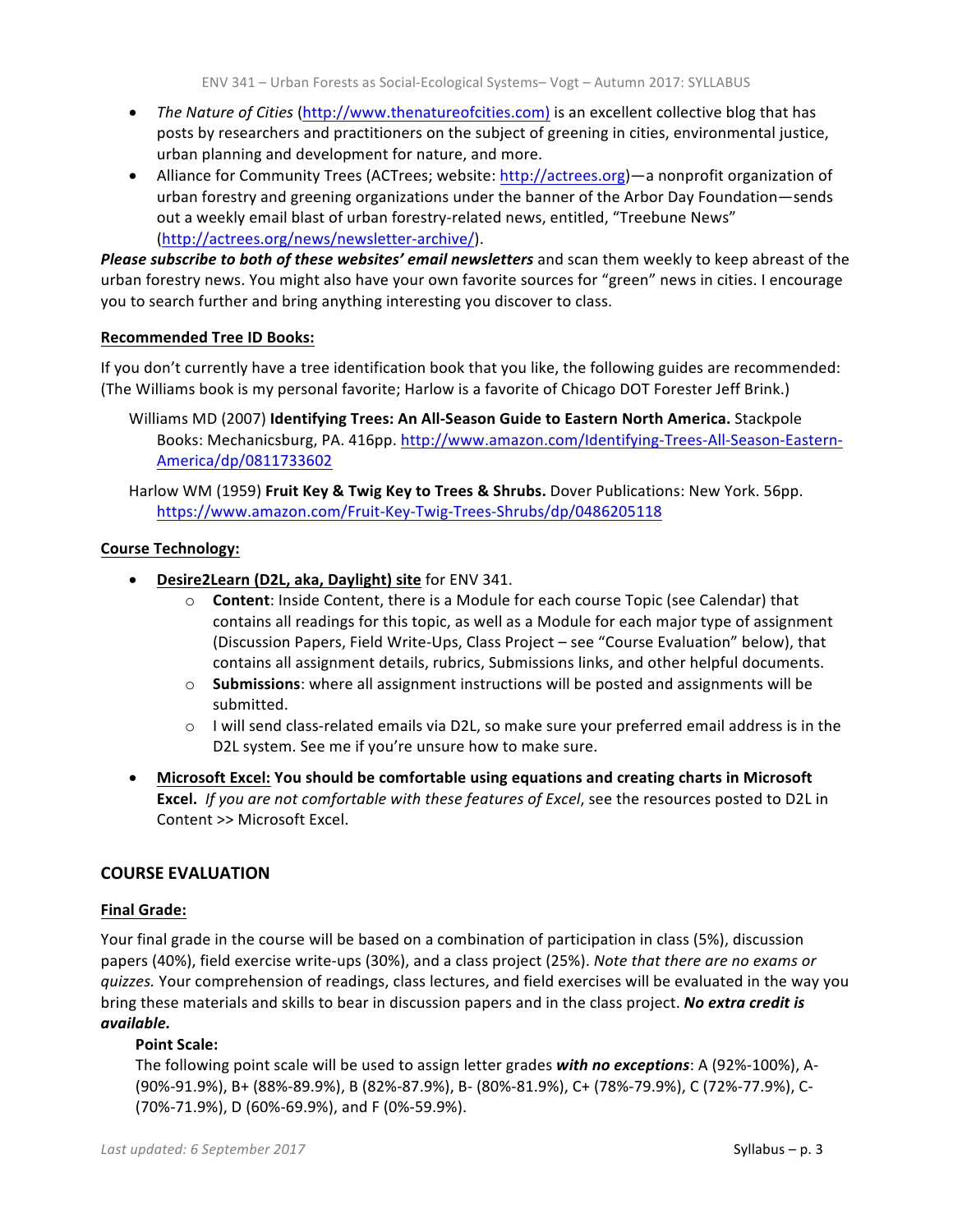- *The Nature of Cities* (http://www.thenatureofcities.com) is an excellent collective blog that has posts by researchers and practitioners on the subject of greening in cities, environmental justice, urban planning and development for nature, and more.
- Alliance for Community Trees (ACTrees; website: http://actrees.org)—a nonprofit organization of urban forestry and greening organizations under the banner of the Arbor Day Foundation—sends out a weekly email blast of urban forestry-related news, entitled, "Treebune News" (http://actrees.org/news/newsletter-archive/).

***Please subscribe to both of these websites' email newsletters*** and scan them weekly to keep abreast of the urban forestry news. You might also have your own favorite sources for "green" news in cities. I encourage you to search further and bring anything interesting you discover to class.

**Recommended Tree ID Books:**

If you don't currently have a tree identification book that you like, the following guides are recommended: (The Williams book is my personal favorite; Harlow is a favorite of Chicago DOT Forester Jeff Brink.)

Williams MD (2007) **Identifying Trees: An All-Season Guide to Eastern North America.** Stackpole Books: Mechanicsburg, PA. 416pp. http://www.amazon.com/Identifying-Trees-All-Season-Eastern-America/dp/0811733602

Harlow WM (1959) **Fruit Key & Twig Key to Trees & Shrubs.** Dover Publications: New York. 56pp. https://www.amazon.com/Fruit-Key-Twig-Trees-Shrubs/dp/0486205118

**Course Technology:**

- **Desire2Learn (D2L, aka, Daylight) site** for ENV 341.
  - **Content**: Inside Content, there is a Module for each course Topic (see Calendar) that contains all readings for this topic, as well as a Module for each major type of assignment (Discussion Papers, Field Write-Ups, Class Project – see "Course Evaluation" below), that contains all assignment details, rubrics, Submissions links, and other helpful documents.
  - **Submissions**: where all assignment instructions will be posted and assignments will be submitted.
  - I will send class-related emails via D2L, so make sure your preferred email address is in the D2L system. See me if you're unsure how to make sure.
- **Microsoft Excel: You should be comfortable using equations and creating charts in Microsoft Excel.** *If you are not comfortable with these features of Excel*, see the resources posted to D2L in Content >> Microsoft Excel.

## COURSE EVALUATION

**Final Grade:**

Your final grade in the course will be based on a combination of participation in class (5%), discussion papers (40%), field exercise write-ups (30%), and a class project (25%). *Note that there are no exams or quizzes.* Your comprehension of readings, class lectures, and field exercises will be evaluated in the way you bring these materials and skills to bear in discussion papers and in the class project. ***No extra credit is available.***

**Point Scale:**

The following point scale will be used to assign letter grades ***with no exceptions***: A (92%-100%), A- (90%-91.9%), B+ (88%-89.9%), B (82%-87.9%), B- (80%-81.9%), C+ (78%-79.9%), C (72%-77.9%), C- (70%-71.9%), D (60%-69.9%), and F (0%-59.9%).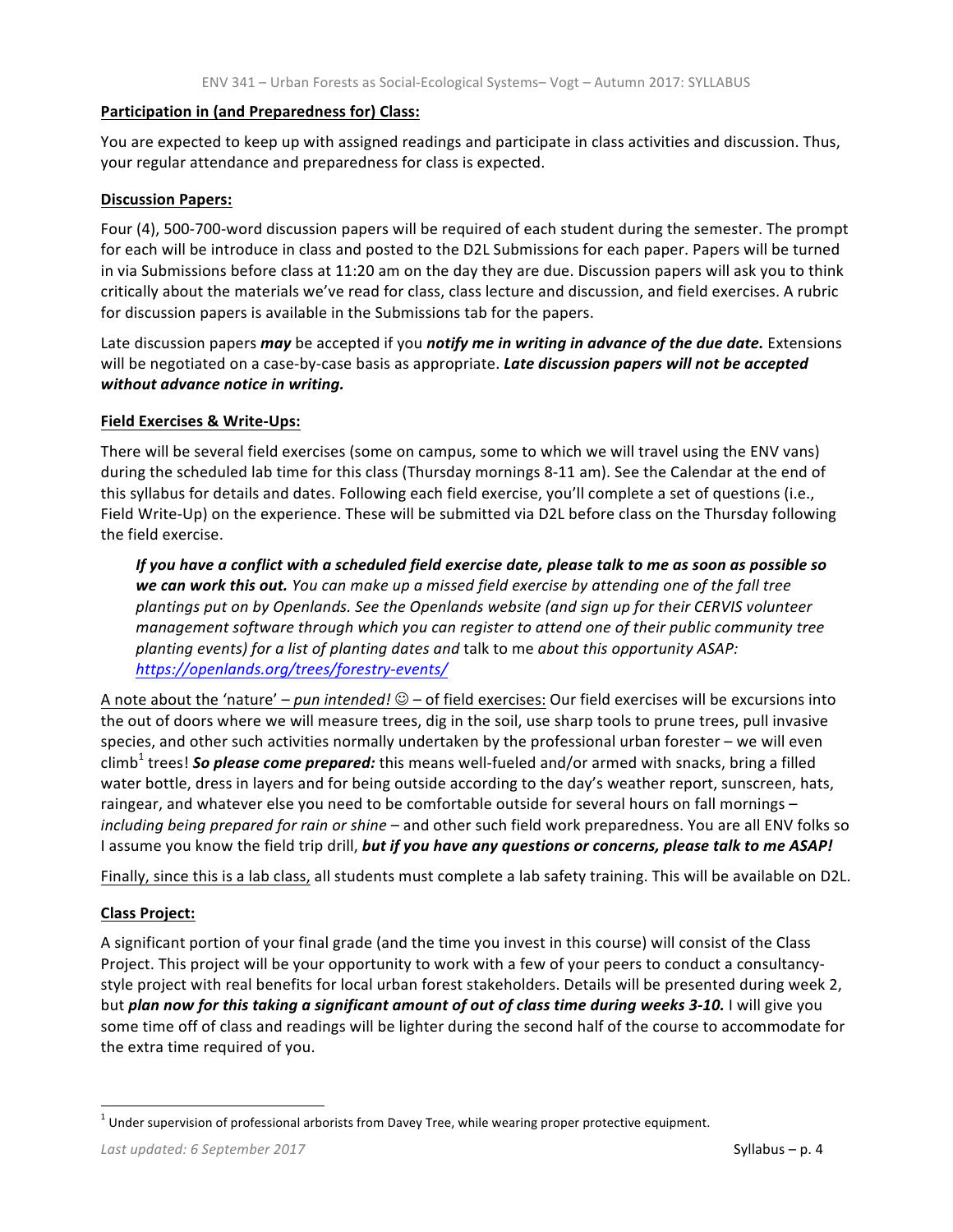**Participation in (and Preparedness for) Class:**

You are expected to keep up with assigned readings and participate in class activities and discussion. Thus, your regular attendance and preparedness for class is expected.

**Discussion Papers:**

Four (4), 500-700-word discussion papers will be required of each student during the semester. The prompt for each will be introduce in class and posted to the D2L Submissions for each paper. Papers will be turned in via Submissions before class at 11:20 am on the day they are due. Discussion papers will ask you to think critically about the materials we've read for class, class lecture and discussion, and field exercises. A rubric for discussion papers is available in the Submissions tab for the papers.

Late discussion papers ***may*** be accepted if you ***notify me in writing in advance of the due date.*** Extensions will be negotiated on a case-by-case basis as appropriate. ***Late discussion papers will not be accepted without advance notice in writing.***

**Field Exercises & Write-Ups:**

There will be several field exercises (some on campus, some to which we will travel using the ENV vans) during the scheduled lab time for this class (Thursday mornings 8-11 am). See the Calendar at the end of this syllabus for details and dates. Following each field exercise, you'll complete a set of questions (i.e., Field Write-Up) on the experience. These will be submitted via D2L before class on the Thursday following the field exercise.

> ***If you have a conflict with a scheduled field exercise date, please talk to me as soon as possible so we can work this out.*** *You can make up a missed field exercise by attending one of the fall tree plantings put on by Openlands. See the Openlands website (and sign up for their CERVIS volunteer management software through which you can register to attend one of their public community tree planting events) for a list of planting dates and* talk to me *about this opportunity ASAP:* [*https://openlands.org/trees/forestry-events/*](https://openlands.org/trees/forestry-events/)

A note about the 'nature' – *pun intended!* ☺ – of field exercises: Our field exercises will be excursions into the out of doors where we will measure trees, dig in the soil, use sharp tools to prune trees, pull invasive species, and other such activities normally undertaken by the professional urban forester – we will even climb[1] trees! ***So please come prepared:*** this means well-fueled and/or armed with snacks, bring a filled water bottle, dress in layers and for being outside according to the day's weather report, sunscreen, hats, raingear, and whatever else you need to be comfortable outside for several hours on fall mornings – *including being prepared for rain or shine* – and other such field work preparedness. You are all ENV folks so I assume you know the field trip drill, ***but if you have any questions or concerns, please talk to me ASAP!***

Finally, since this is a lab class, all students must complete a lab safety training. This will be available on D2L.

**Class Project:**

A significant portion of your final grade (and the time you invest in this course) will consist of the Class Project. This project will be your opportunity to work with a few of your peers to conduct a consultancy-style project with real benefits for local urban forest stakeholders. Details will be presented during week 2, but ***plan now for this taking a significant amount of out of class time during weeks 3-10.*** I will give you some time off of class and readings will be lighter during the second half of the course to accommodate for the extra time required of you.

[1] Under supervision of professional arborists from Davey Tree, while wearing proper protective equipment.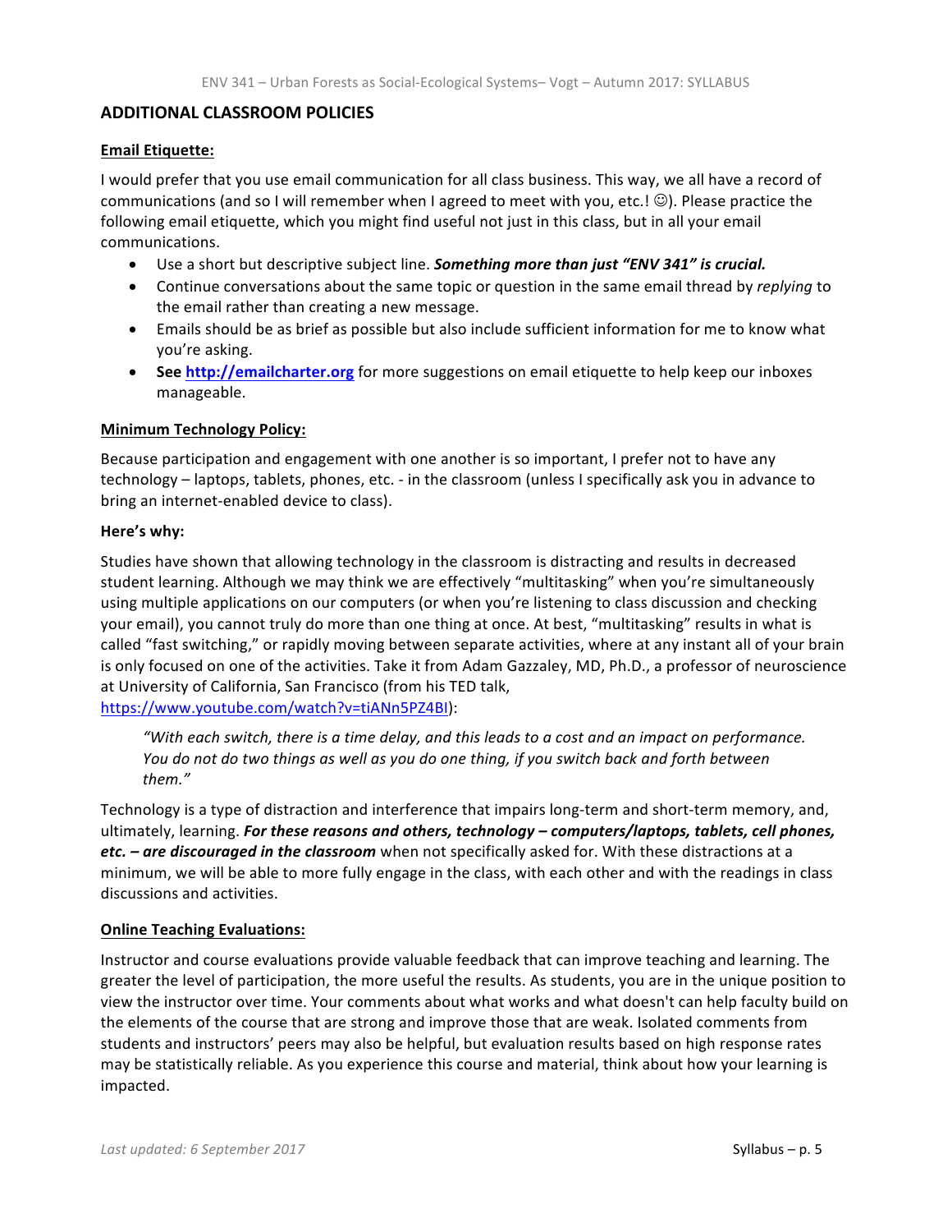## ADDITIONAL CLASSROOM POLICIES

**Email Etiquette:**

I would prefer that you use email communication for all class business. This way, we all have a record of communications (and so I will remember when I agreed to meet with you, etc.! ☺). Please practice the following email etiquette, which you might find useful not just in this class, but in all your email communications.

- Use a short but descriptive subject line. ***Something more than just "ENV 341" is crucial.***
- Continue conversations about the same topic or question in the same email thread by *replying* to the email rather than creating a new message.
- Emails should be as brief as possible but also include sufficient information for me to know what you're asking.
- **See [http://emailcharter.org](http://emailcharter.org)** for more suggestions on email etiquette to help keep our inboxes manageable.

**Minimum Technology Policy:**

Because participation and engagement with one another is so important, I prefer not to have any technology – laptops, tablets, phones, etc. - in the classroom (unless I specifically ask you in advance to bring an internet-enabled device to class).

**Here's why:**

Studies have shown that allowing technology in the classroom is distracting and results in decreased student learning. Although we may think we are effectively "multitasking" when you're simultaneously using multiple applications on our computers (or when you're listening to class discussion and checking your email), you cannot truly do more than one thing at once. At best, "multitasking" results in what is called "fast switching," or rapidly moving between separate activities, where at any instant all of your brain is only focused on one of the activities. Take it from Adam Gazzaley, MD, Ph.D., a professor of neuroscience at University of California, San Francisco (from his TED talk, [https://www.youtube.com/watch?v=tiANn5PZ4BI](https://www.youtube.com/watch?v=tiANn5PZ4BI)):

> *"With each switch, there is a time delay, and this leads to a cost and an impact on performance. You do not do two things as well as you do one thing, if you switch back and forth between them."*

Technology is a type of distraction and interference that impairs long-term and short-term memory, and, ultimately, learning. ***For these reasons and others, technology – computers/laptops, tablets, cell phones, etc. – are discouraged in the classroom*** when not specifically asked for. With these distractions at a minimum, we will be able to more fully engage in the class, with each other and with the readings in class discussions and activities.

**Online Teaching Evaluations:**

Instructor and course evaluations provide valuable feedback that can improve teaching and learning. The greater the level of participation, the more useful the results. As students, you are in the unique position to view the instructor over time. Your comments about what works and what doesn't can help faculty build on the elements of the course that are strong and improve those that are weak. Isolated comments from students and instructors' peers may also be helpful, but evaluation results based on high response rates may be statistically reliable. As you experience this course and material, think about how your learning is impacted.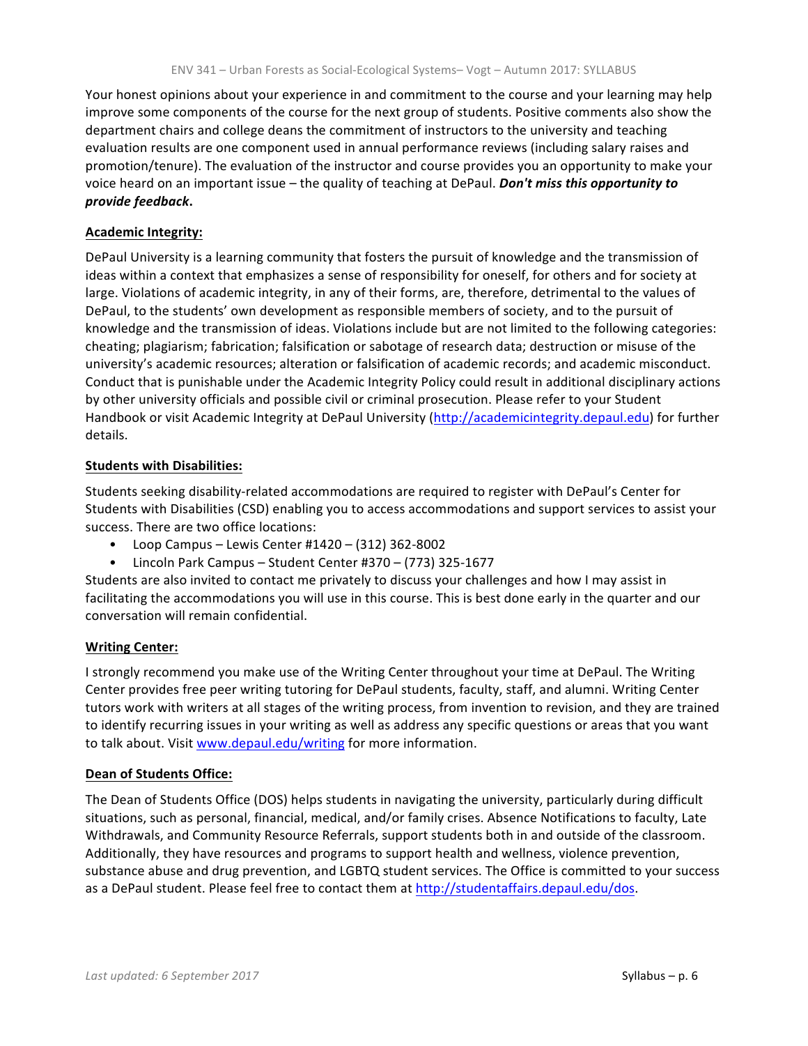Your honest opinions about your experience in and commitment to the course and your learning may help improve some components of the course for the next group of students. Positive comments also show the department chairs and college deans the commitment of instructors to the university and teaching evaluation results are one component used in annual performance reviews (including salary raises and promotion/tenure). The evaluation of the instructor and course provides you an opportunity to make your voice heard on an important issue – the quality of teaching at DePaul. ***Don't miss this opportunity to provide feedback.***

**Academic Integrity:**

DePaul University is a learning community that fosters the pursuit of knowledge and the transmission of ideas within a context that emphasizes a sense of responsibility for oneself, for others and for society at large. Violations of academic integrity, in any of their forms, are, therefore, detrimental to the values of DePaul, to the students' own development as responsible members of society, and to the pursuit of knowledge and the transmission of ideas. Violations include but are not limited to the following categories: cheating; plagiarism; fabrication; falsification or sabotage of research data; destruction or misuse of the university's academic resources; alteration or falsification of academic records; and academic misconduct. Conduct that is punishable under the Academic Integrity Policy could result in additional disciplinary actions by other university officials and possible civil or criminal prosecution. Please refer to your Student Handbook or visit Academic Integrity at DePaul University (http://academicintegrity.depaul.edu) for further details.

**Students with Disabilities:**

Students seeking disability-related accommodations are required to register with DePaul's Center for Students with Disabilities (CSD) enabling you to access accommodations and support services to assist your success. There are two office locations:

- Loop Campus – Lewis Center #1420 – (312) 362-8002
- Lincoln Park Campus – Student Center #370 – (773) 325-1677

Students are also invited to contact me privately to discuss your challenges and how I may assist in facilitating the accommodations you will use in this course. This is best done early in the quarter and our conversation will remain confidential.

**Writing Center:**

I strongly recommend you make use of the Writing Center throughout your time at DePaul. The Writing Center provides free peer writing tutoring for DePaul students, faculty, staff, and alumni. Writing Center tutors work with writers at all stages of the writing process, from invention to revision, and they are trained to identify recurring issues in your writing as well as address any specific questions or areas that you want to talk about. Visit www.depaul.edu/writing for more information.

**Dean of Students Office:**

The Dean of Students Office (DOS) helps students in navigating the university, particularly during difficult situations, such as personal, financial, medical, and/or family crises. Absence Notifications to faculty, Late Withdrawals, and Community Resource Referrals, support students both in and outside of the classroom. Additionally, they have resources and programs to support health and wellness, violence prevention, substance abuse and drug prevention, and LGBTQ student services. The Office is committed to your success as a DePaul student. Please feel free to contact them at http://studentaffairs.depaul.edu/dos.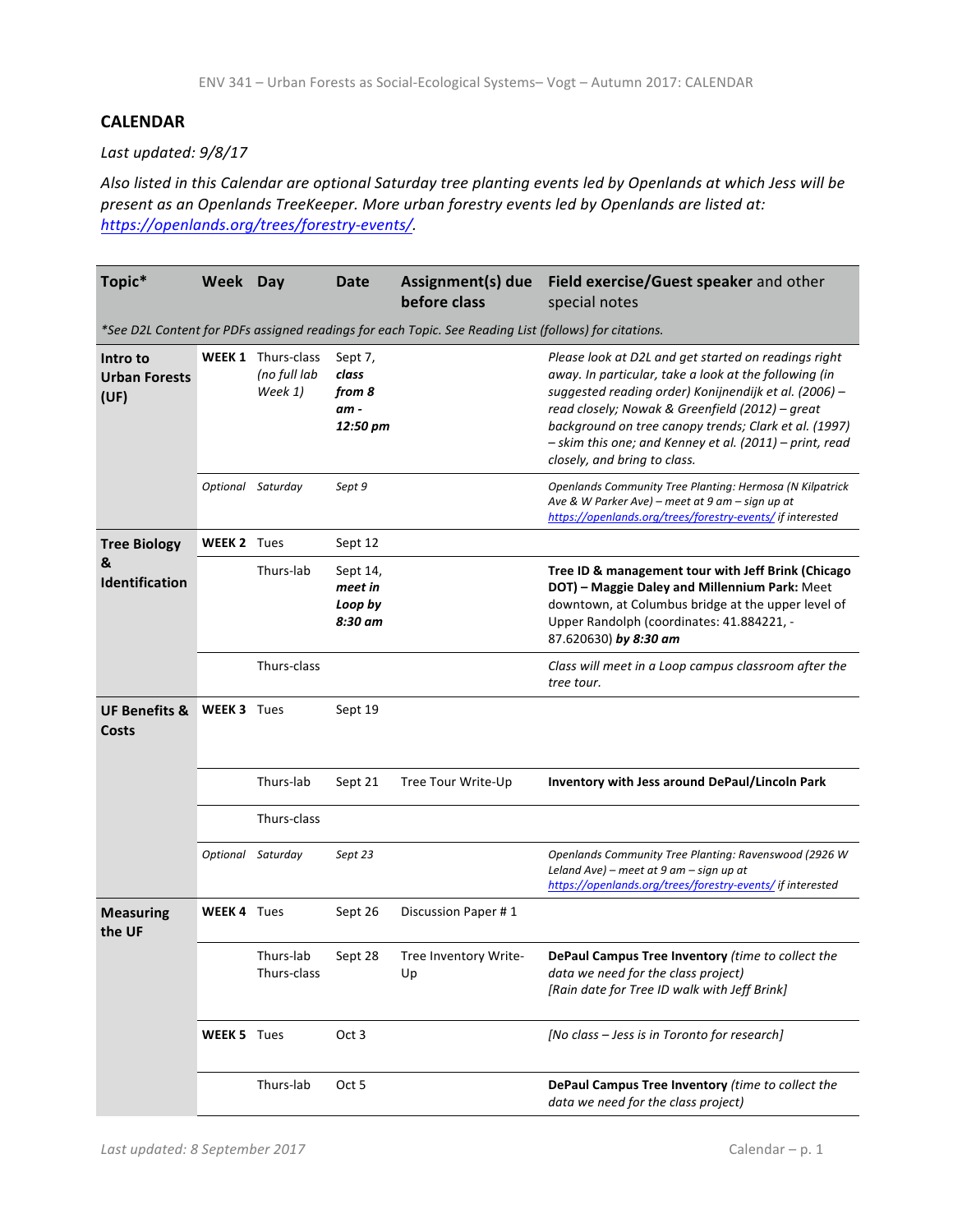## CALENDAR

*Last updated: 9/8/17*

*Also listed in this Calendar are optional Saturday tree planting events led by Openlands at which Jess will be present as an Openlands TreeKeeper. More urban forestry events led by Openlands are listed at: https://openlands.org/trees/forestry-events/.*

| Topic* | Week | Day | Date | Assignment(s) due before class | Field exercise/Guest speaker and other special notes |
|---|---|---|---|---|---|
| *\*See D2L Content for PDFs assigned readings for each Topic. See Reading List (follows) for citations.* | | | | | |
| **Intro to Urban Forests (UF)** | **WEEK 1** | Thurs-class *(no full lab Week 1)* | Sept 7, ***class from 8 am - 12:50 pm*** | | *Please look at D2L and get started on readings right away. In particular, take a look at the following (in suggested reading order) Konijnendijk et al. (2006) – read closely; Nowak & Greenfield (2012) – great background on tree canopy trends; Clark et al. (1997) – skim this one; and Kenney et al. (2011) – print, read closely, and bring to class.* |
| | *Optional* | *Saturday* | *Sept 9* | | *Openlands Community Tree Planting: Hermosa (N Kilpatrick Ave & W Parker Ave) – meet at 9 am – sign up at https://openlands.org/trees/forestry-events/ if interested* |
| **Tree Biology & Identification** | **WEEK 2** | Tues | Sept 12 | | |
| | | Thurs-lab | Sept 14, ***meet in Loop by 8:30 am*** | | **Tree ID & management tour with Jeff Brink (Chicago DOT) – Maggie Daley and Millennium Park:** Meet downtown, at Columbus bridge at the upper level of Upper Randolph (coordinates: 41.884221, -87.620630) ***by 8:30 am*** |
| | | Thurs-class | | | *Class will meet in a Loop campus classroom after the tree tour.* |
| **UF Benefits & Costs** | **WEEK 3** | Tues | Sept 19 | | |
| | | Thurs-lab | Sept 21 | Tree Tour Write-Up | **Inventory with Jess around DePaul/Lincoln Park** |
| | | Thurs-class | | | |
| | *Optional* | *Saturday* | *Sept 23* | | *Openlands Community Tree Planting: Ravenswood (2926 W Leland Ave) – meet at 9 am – sign up at https://openlands.org/trees/forestry-events/ if interested* |
| **Measuring the UF** | **WEEK 4** | Tues | Sept 26 | Discussion Paper # 1 | |
| | | Thurs-lab Thurs-class | Sept 28 | Tree Inventory Write-Up | **DePaul Campus Tree Inventory** *(time to collect the data we need for the class project)* *[Rain date for Tree ID walk with Jeff Brink]* |
| | **WEEK 5** | Tues | Oct 3 | | *[No class – Jess is in Toronto for research]* |
| | | Thurs-lab | Oct 5 | | **DePaul Campus Tree Inventory** *(time to collect the data we need for the class project)* |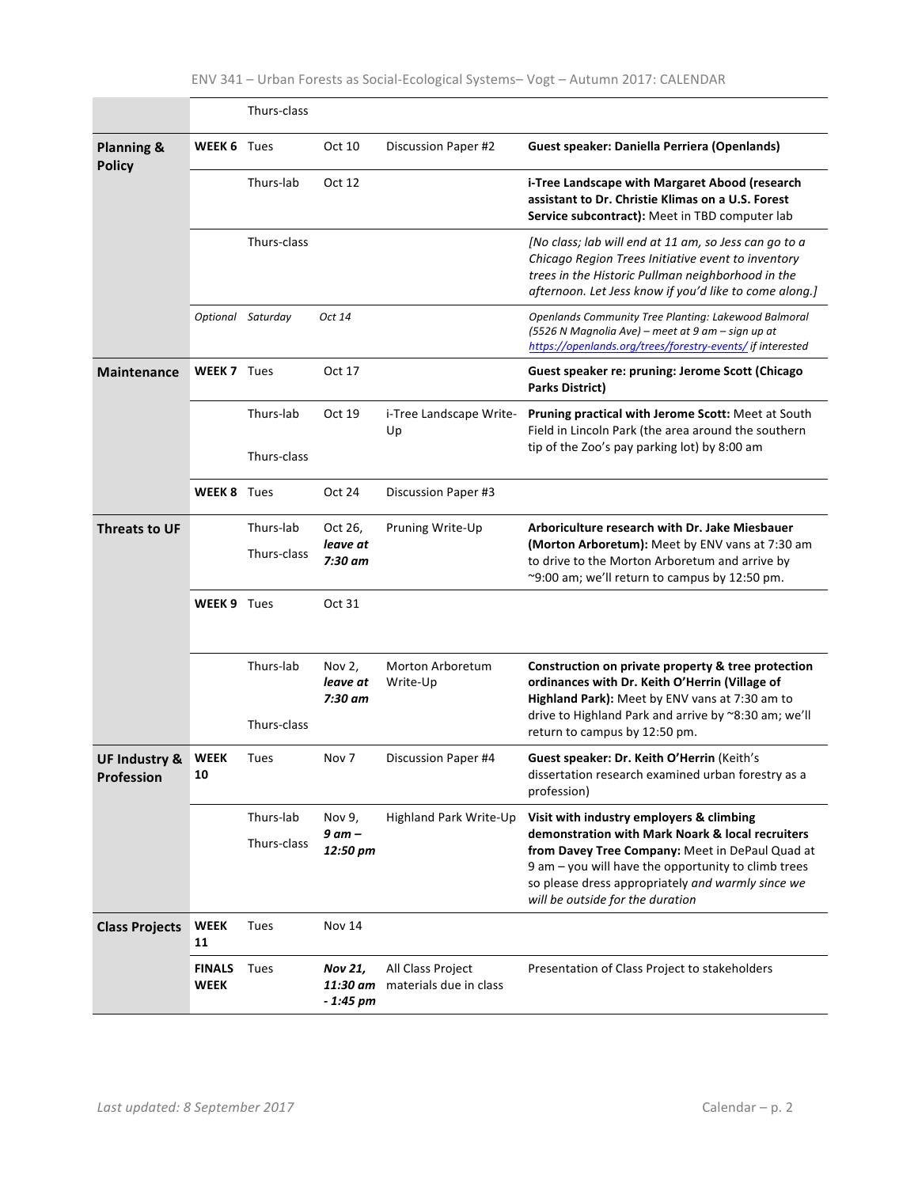| | | | | | |
|---|---|---|---|---|---|
| | | Thurs-class | | | |
| **Planning & Policy** | **WEEK 6** | Tues | Oct 10 | Discussion Paper #2 | **Guest speaker: Daniella Perriera (Openlands)** |
| | | Thurs-lab | Oct 12 | | **i-Tree Landscape with Margaret Abood (research assistant to Dr. Christie Klimas on a U.S. Forest Service subcontract):** Meet in TBD computer lab |
| | | Thurs-class | | | *[No class; lab will end at 11 am, so Jess can go to a Chicago Region Trees Initiative event to inventory trees in the Historic Pullman neighborhood in the afternoon. Let Jess know if you'd like to come along.]* |
| | *Optional* | *Saturday* | *Oct 14* | | *Openlands Community Tree Planting: Lakewood Balmoral (5526 N Magnolia Ave) – meet at 9 am – sign up at https://openlands.org/trees/forestry-events/ if interested* |
| **Maintenance** | **WEEK 7** | Tues | Oct 17 | | **Guest speaker re: pruning: Jerome Scott (Chicago Parks District)** |
| | | Thurs-lab<br>Thurs-class | Oct 19 | i-Tree Landscape Write-Up | **Pruning practical with Jerome Scott:** Meet at South Field in Lincoln Park (the area around the southern tip of the Zoo's pay parking lot) by 8:00 am |
| | **WEEK 8** | Tues | Oct 24 | Discussion Paper #3 | |
| **Threats to UF** | | Thurs-lab<br>Thurs-class | Oct 26, ***leave at 7:30 am*** | Pruning Write-Up | **Arboriculture research with Dr. Jake Miesbauer (Morton Arboretum):** Meet by ENV vans at 7:30 am to drive to the Morton Arboretum and arrive by ~9:00 am; we'll return to campus by 12:50 pm. |
| | **WEEK 9** | Tues | Oct 31 | | |
| | | Thurs-lab<br>Thurs-class | Nov 2, ***leave at 7:30 am*** | Morton Arboretum Write-Up | **Construction on private property & tree protection ordinances with Dr. Keith O'Herrin (Village of Highland Park):** Meet by ENV vans at 7:30 am to drive to Highland Park and arrive by ~8:30 am; we'll return to campus by 12:50 pm. |
| **UF Industry & Profession** | **WEEK 10** | Tues | Nov 7 | Discussion Paper #4 | **Guest speaker: Dr. Keith O'Herrin** (Keith's dissertation research examined urban forestry as a profession) |
| | | Thurs-lab<br>Thurs-class | Nov 9, ***9 am – 12:50 pm*** | Highland Park Write-Up | **Visit with industry employers & climbing demonstration with Mark Noark & local recruiters from Davey Tree Company:** Meet in DePaul Quad at 9 am – you will have the opportunity to climb trees so please dress appropriately *and warmly since we will be outside for the duration* |
| **Class Projects** | **WEEK 11** | Tues | Nov 14 | | |
| | **FINALS WEEK** | Tues | ***Nov 21, 11:30 am - 1:45 pm*** | All Class Project materials due in class | Presentation of Class Project to stakeholders |

*Last updated: 8 September 2017*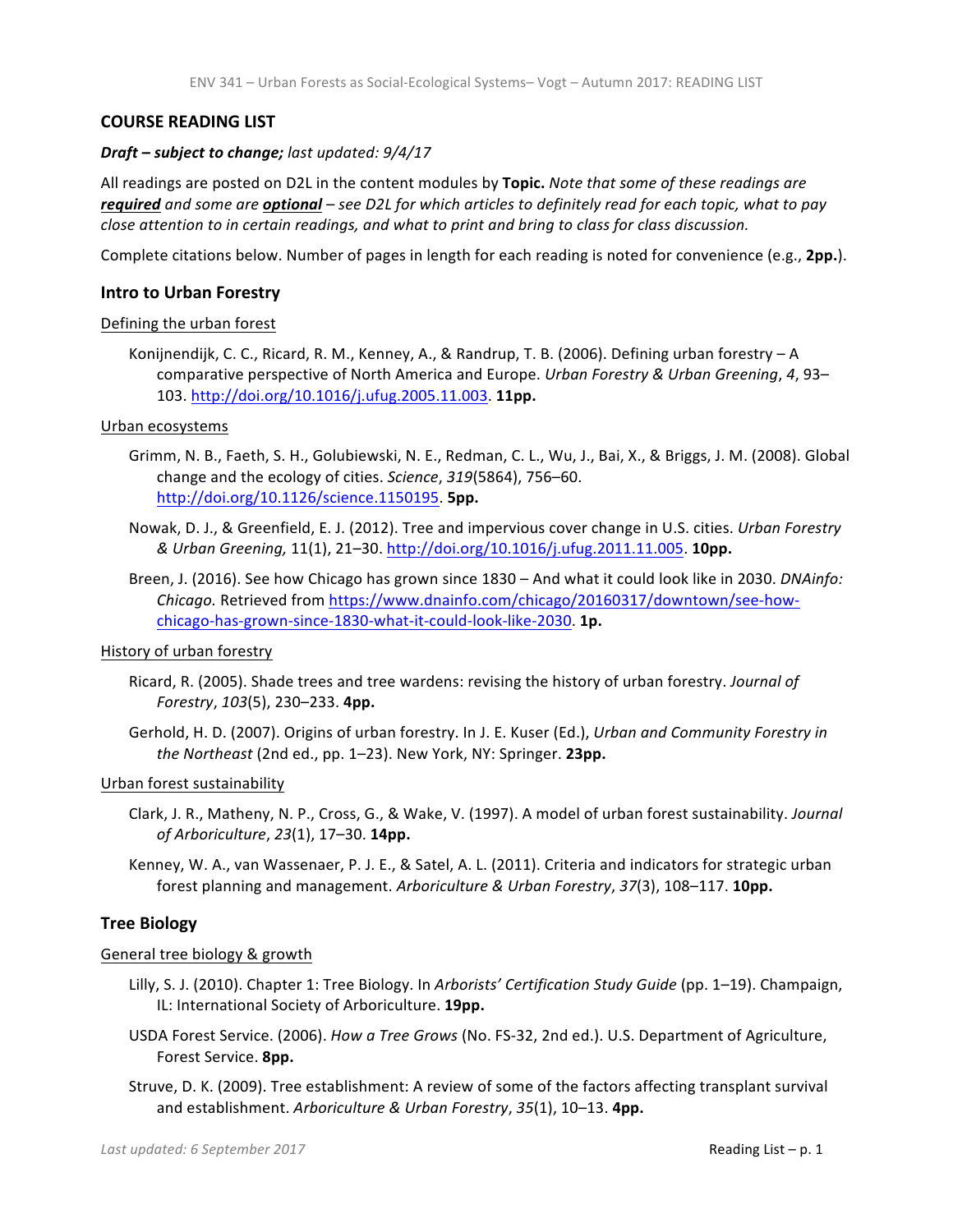## COURSE READING LIST

***Draft – subject to change;*** *last updated: 9/4/17*

All readings are posted on D2L in the content modules by **Topic.** *Note that some of these readings are **required** and some are **optional** – see D2L for which articles to definitely read for each topic, what to pay close attention to in certain readings, and what to print and bring to class for class discussion.*

Complete citations below. Number of pages in length for each reading is noted for convenience (e.g., **2pp.**).

### Intro to Urban Forestry

Defining the urban forest

Konijnendijk, C. C., Ricard, R. M., Kenney, A., & Randrup, T. B. (2006). Defining urban forestry – A comparative perspective of North America and Europe. *Urban Forestry & Urban Greening*, *4*, 93–103. http://doi.org/10.1016/j.ufug.2005.11.003. **11pp.**

Urban ecosystems

Grimm, N. B., Faeth, S. H., Golubiewski, N. E., Redman, C. L., Wu, J., Bai, X., & Briggs, J. M. (2008). Global change and the ecology of cities. *Science*, *319*(5864), 756–60. http://doi.org/10.1126/science.1150195. **5pp.**

Nowak, D. J., & Greenfield, E. J. (2012). Tree and impervious cover change in U.S. cities. *Urban Forestry & Urban Greening,* 11(1), 21–30. http://doi.org/10.1016/j.ufug.2011.11.005. **10pp.**

Breen, J. (2016). See how Chicago has grown since 1830 – And what it could look like in 2030. *DNAinfo: Chicago.* Retrieved from https://www.dnainfo.com/chicago/20160317/downtown/see-how-chicago-has-grown-since-1830-what-it-could-look-like-2030. **1p.**

History of urban forestry

Ricard, R. (2005). Shade trees and tree wardens: revising the history of urban forestry. *Journal of Forestry*, *103*(5), 230–233. **4pp.**

Gerhold, H. D. (2007). Origins of urban forestry. In J. E. Kuser (Ed.), *Urban and Community Forestry in the Northeast* (2nd ed., pp. 1–23). New York, NY: Springer. **23pp.**

Urban forest sustainability

Clark, J. R., Matheny, N. P., Cross, G., & Wake, V. (1997). A model of urban forest sustainability. *Journal of Arboriculture*, *23*(1), 17–30. **14pp.**

Kenney, W. A., van Wassenaer, P. J. E., & Satel, A. L. (2011). Criteria and indicators for strategic urban forest planning and management. *Arboriculture & Urban Forestry*, *37*(3), 108–117. **10pp.**

### Tree Biology

General tree biology & growth

Lilly, S. J. (2010). Chapter 1: Tree Biology. In *Arborists' Certification Study Guide* (pp. 1–19). Champaign, IL: International Society of Arboriculture. **19pp.**

USDA Forest Service. (2006). *How a Tree Grows* (No. FS-32, 2nd ed.). U.S. Department of Agriculture, Forest Service. **8pp.**

Struve, D. K. (2009). Tree establishment: A review of some of the factors affecting transplant survival and establishment. *Arboriculture & Urban Forestry*, *35*(1), 10–13. **4pp.**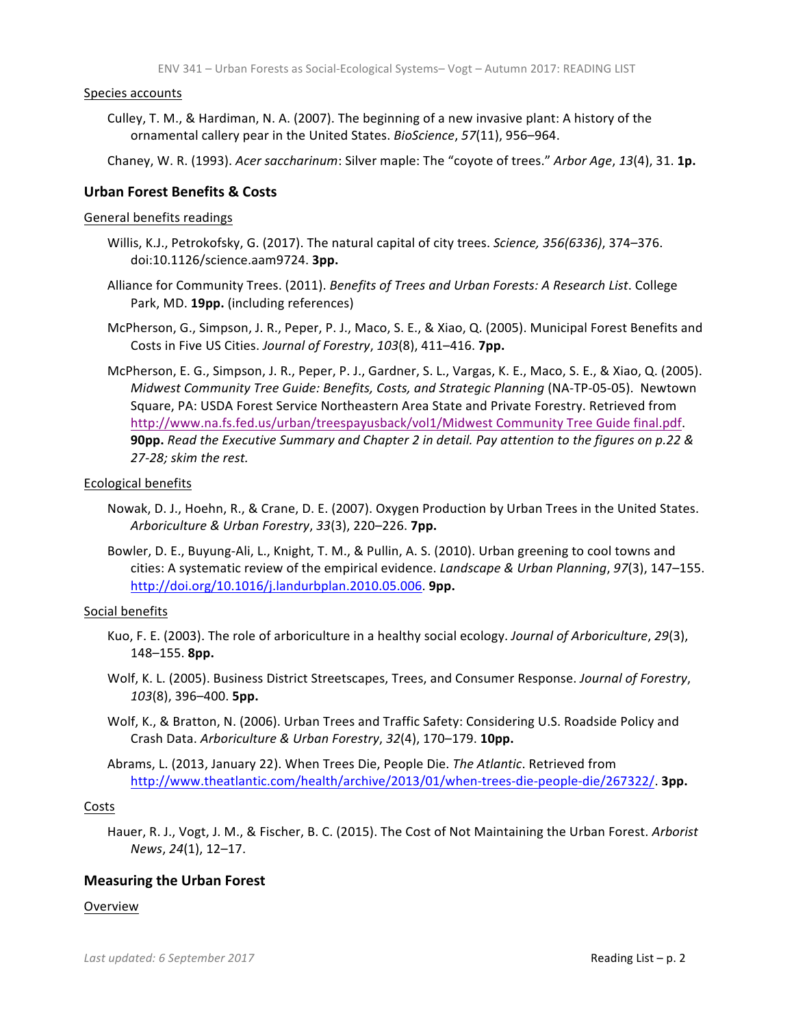Species accounts

Culley, T. M., & Hardiman, N. A. (2007). The beginning of a new invasive plant: A history of the ornamental callery pear in the United States. *BioScience*, *57*(11), 956–964.

Chaney, W. R. (1993). *Acer saccharinum*: Silver maple: The "coyote of trees." *Arbor Age*, *13*(4), 31. **1p.**

### Urban Forest Benefits & Costs

General benefits readings

Willis, K.J., Petrokofsky, G. (2017). The natural capital of city trees. *Science, 356(6336)*, 374–376. doi:10.1126/science.aam9724. **3pp.**

Alliance for Community Trees. (2011). *Benefits of Trees and Urban Forests: A Research List*. College Park, MD. **19pp.** (including references)

McPherson, G., Simpson, J. R., Peper, P. J., Maco, S. E., & Xiao, Q. (2005). Municipal Forest Benefits and Costs in Five US Cities. *Journal of Forestry*, *103*(8), 411–416. **7pp.**

McPherson, E. G., Simpson, J. R., Peper, P. J., Gardner, S. L., Vargas, K. E., Maco, S. E., & Xiao, Q. (2005). *Midwest Community Tree Guide: Benefits, Costs, and Strategic Planning* (NA-TP-05-05). Newtown Square, PA: USDA Forest Service Northeastern Area State and Private Forestry. Retrieved from http://www.na.fs.fed.us/urban/treespayusback/vol1/Midwest Community Tree Guide final.pdf. **90pp.** *Read the Executive Summary and Chapter 2 in detail. Pay attention to the figures on p.22 & 27-28; skim the rest.*

Ecological benefits

Nowak, D. J., Hoehn, R., & Crane, D. E. (2007). Oxygen Production by Urban Trees in the United States. *Arboriculture & Urban Forestry*, *33*(3), 220–226. **7pp.**

Bowler, D. E., Buyung-Ali, L., Knight, T. M., & Pullin, A. S. (2010). Urban greening to cool towns and cities: A systematic review of the empirical evidence. *Landscape & Urban Planning*, *97*(3), 147–155. http://doi.org/10.1016/j.landurbplan.2010.05.006. **9pp.**

Social benefits

Kuo, F. E. (2003). The role of arboriculture in a healthy social ecology. *Journal of Arboriculture*, *29*(3), 148–155. **8pp.**

Wolf, K. L. (2005). Business District Streetscapes, Trees, and Consumer Response. *Journal of Forestry*, *103*(8), 396–400. **5pp.**

Wolf, K., & Bratton, N. (2006). Urban Trees and Traffic Safety: Considering U.S. Roadside Policy and Crash Data. *Arboriculture & Urban Forestry*, *32*(4), 170–179. **10pp.**

Abrams, L. (2013, January 22). When Trees Die, People Die. *The Atlantic*. Retrieved from http://www.theatlantic.com/health/archive/2013/01/when-trees-die-people-die/267322/. **3pp.**

Costs

Hauer, R. J., Vogt, J. M., & Fischer, B. C. (2015). The Cost of Not Maintaining the Urban Forest. *Arborist News*, *24*(1), 12–17.

### Measuring the Urban Forest

Overview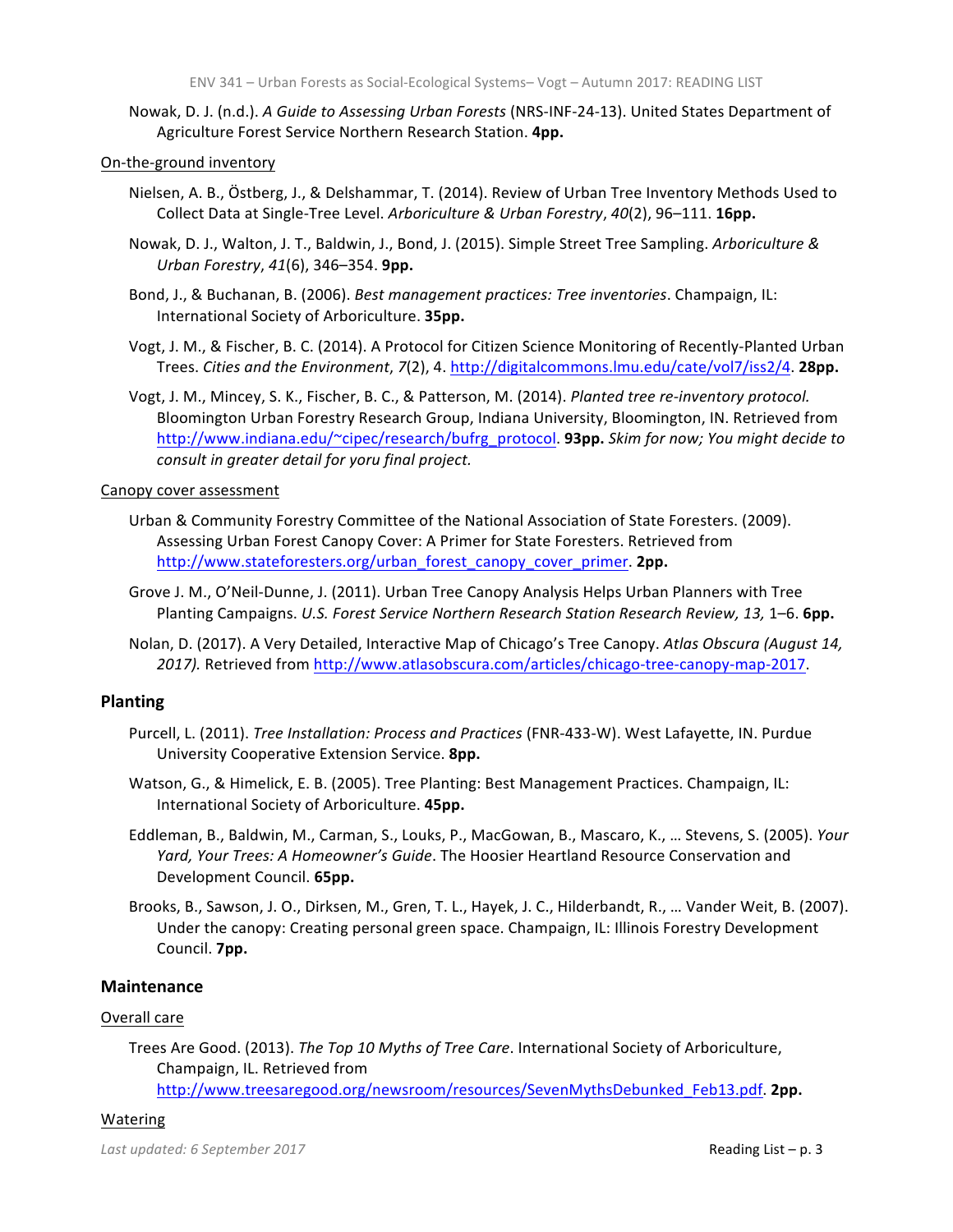Nowak, D. J. (n.d.). *A Guide to Assessing Urban Forests* (NRS-INF-24-13). United States Department of Agriculture Forest Service Northern Research Station. **4pp.**

<u>On-the-ground inventory</u>

Nielsen, A. B., Östberg, J., & Delshammar, T. (2014). Review of Urban Tree Inventory Methods Used to Collect Data at Single-Tree Level. *Arboriculture & Urban Forestry*, *40*(2), 96–111. **16pp.**

Nowak, D. J., Walton, J. T., Baldwin, J., Bond, J. (2015). Simple Street Tree Sampling. *Arboriculture & Urban Forestry*, *41*(6), 346–354. **9pp.**

Bond, J., & Buchanan, B. (2006). *Best management practices: Tree inventories*. Champaign, IL: International Society of Arboriculture. **35pp.**

Vogt, J. M., & Fischer, B. C. (2014). A Protocol for Citizen Science Monitoring of Recently-Planted Urban Trees. *Cities and the Environment*, *7*(2), 4. http://digitalcommons.lmu.edu/cate/vol7/iss2/4. **28pp.**

Vogt, J. M., Mincey, S. K., Fischer, B. C., & Patterson, M. (2014). *Planted tree re-inventory protocol.* Bloomington Urban Forestry Research Group, Indiana University, Bloomington, IN. Retrieved from http://www.indiana.edu/~cipec/research/bufrg_protocol. **93pp.** *Skim for now; You might decide to consult in greater detail for yoru final project.*

<u>Canopy cover assessment</u>

Urban & Community Forestry Committee of the National Association of State Foresters. (2009). Assessing Urban Forest Canopy Cover: A Primer for State Foresters. Retrieved from http://www.stateforesters.org/urban_forest_canopy_cover_primer. **2pp.**

Grove J. M., O'Neil-Dunne, J. (2011). Urban Tree Canopy Analysis Helps Urban Planners with Tree Planting Campaigns. *U.S. Forest Service Northern Research Station Research Review, 13,* 1–6. **6pp.**

Nolan, D. (2017). A Very Detailed, Interactive Map of Chicago's Tree Canopy. *Atlas Obscura (August 14, 2017).* Retrieved from http://www.atlasobscura.com/articles/chicago-tree-canopy-map-2017.

### Planting

Purcell, L. (2011). *Tree Installation: Process and Practices* (FNR-433-W). West Lafayette, IN. Purdue University Cooperative Extension Service. **8pp.**

Watson, G., & Himelick, E. B. (2005). Tree Planting: Best Management Practices. Champaign, IL: International Society of Arboriculture. **45pp.**

Eddleman, B., Baldwin, M., Carman, S., Louks, P., MacGowan, B., Mascaro, K., … Stevens, S. (2005). *Your Yard, Your Trees: A Homeowner's Guide*. The Hoosier Heartland Resource Conservation and Development Council. **65pp.**

Brooks, B., Sawson, J. O., Dirksen, M., Gren, T. L., Hayek, J. C., Hilderbandt, R., … Vander Weit, B. (2007). Under the canopy: Creating personal green space. Champaign, IL: Illinois Forestry Development Council. **7pp.**

### Maintenance

<u>Overall care</u>

Trees Are Good. (2013). *The Top 10 Myths of Tree Care*. International Society of Arboriculture, Champaign, IL. Retrieved from http://www.treesaregood.org/newsroom/resources/SevenMythsDebunked_Feb13.pdf. **2pp.**

<u>Watering</u>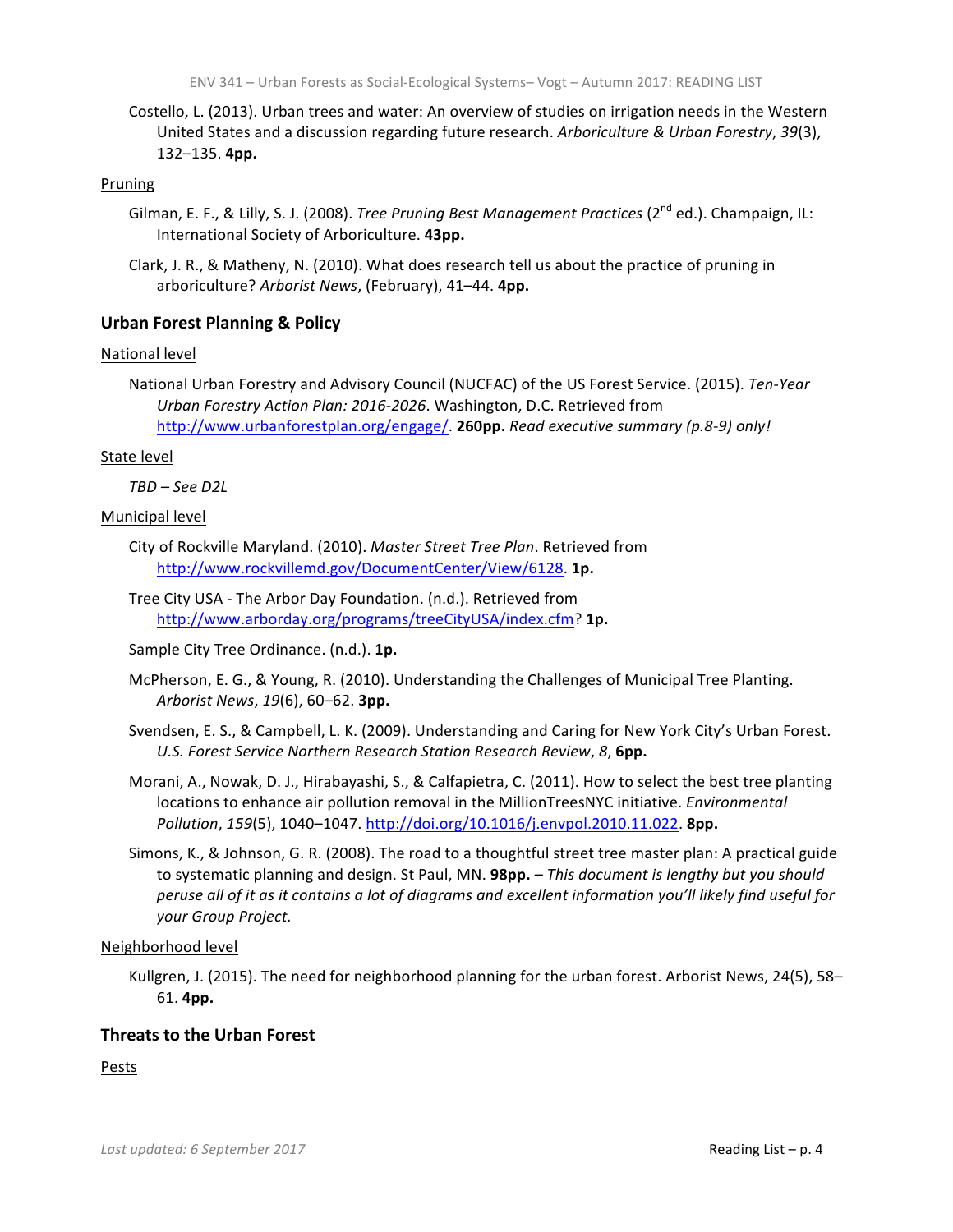Costello, L. (2013). Urban trees and water: An overview of studies on irrigation needs in the Western United States and a discussion regarding future research. *Arboriculture & Urban Forestry*, *39*(3), 132–135. **4pp.**

Pruning

Gilman, E. F., & Lilly, S. J. (2008). *Tree Pruning Best Management Practices* (2nd ed.). Champaign, IL: International Society of Arboriculture. **43pp.**

Clark, J. R., & Matheny, N. (2010). What does research tell us about the practice of pruning in arboriculture? *Arborist News*, (February), 41–44. **4pp.**

### Urban Forest Planning & Policy

National level

National Urban Forestry and Advisory Council (NUCFAC) of the US Forest Service. (2015). *Ten-Year Urban Forestry Action Plan: 2016-2026*. Washington, D.C. Retrieved from http://www.urbanforestplan.org/engage/. **260pp.** *Read executive summary (p.8-9) only!*

State level

*TBD – See D2L*

Municipal level

City of Rockville Maryland. (2010). *Master Street Tree Plan*. Retrieved from http://www.rockvillemd.gov/DocumentCenter/View/6128. **1p.**

Tree City USA - The Arbor Day Foundation. (n.d.). Retrieved from http://www.arborday.org/programs/treeCityUSA/index.cfm? **1p.**

Sample City Tree Ordinance. (n.d.). **1p.**

McPherson, E. G., & Young, R. (2010). Understanding the Challenges of Municipal Tree Planting. *Arborist News*, *19*(6), 60–62. **3pp.**

Svendsen, E. S., & Campbell, L. K. (2009). Understanding and Caring for New York City's Urban Forest. *U.S. Forest Service Northern Research Station Research Review*, *8*, **6pp.**

Morani, A., Nowak, D. J., Hirabayashi, S., & Calfapietra, C. (2011). How to select the best tree planting locations to enhance air pollution removal in the MillionTreesNYC initiative. *Environmental Pollution*, *159*(5), 1040–1047. http://doi.org/10.1016/j.envpol.2010.11.022. **8pp.**

Simons, K., & Johnson, G. R. (2008). The road to a thoughtful street tree master plan: A practical guide to systematic planning and design. St Paul, MN. **98pp.** – *This document is lengthy but you should peruse all of it as it contains a lot of diagrams and excellent information you'll likely find useful for your Group Project.*

Neighborhood level

Kullgren, J. (2015). The need for neighborhood planning for the urban forest. Arborist News, 24(5), 58–61. **4pp.**

### Threats to the Urban Forest

Pests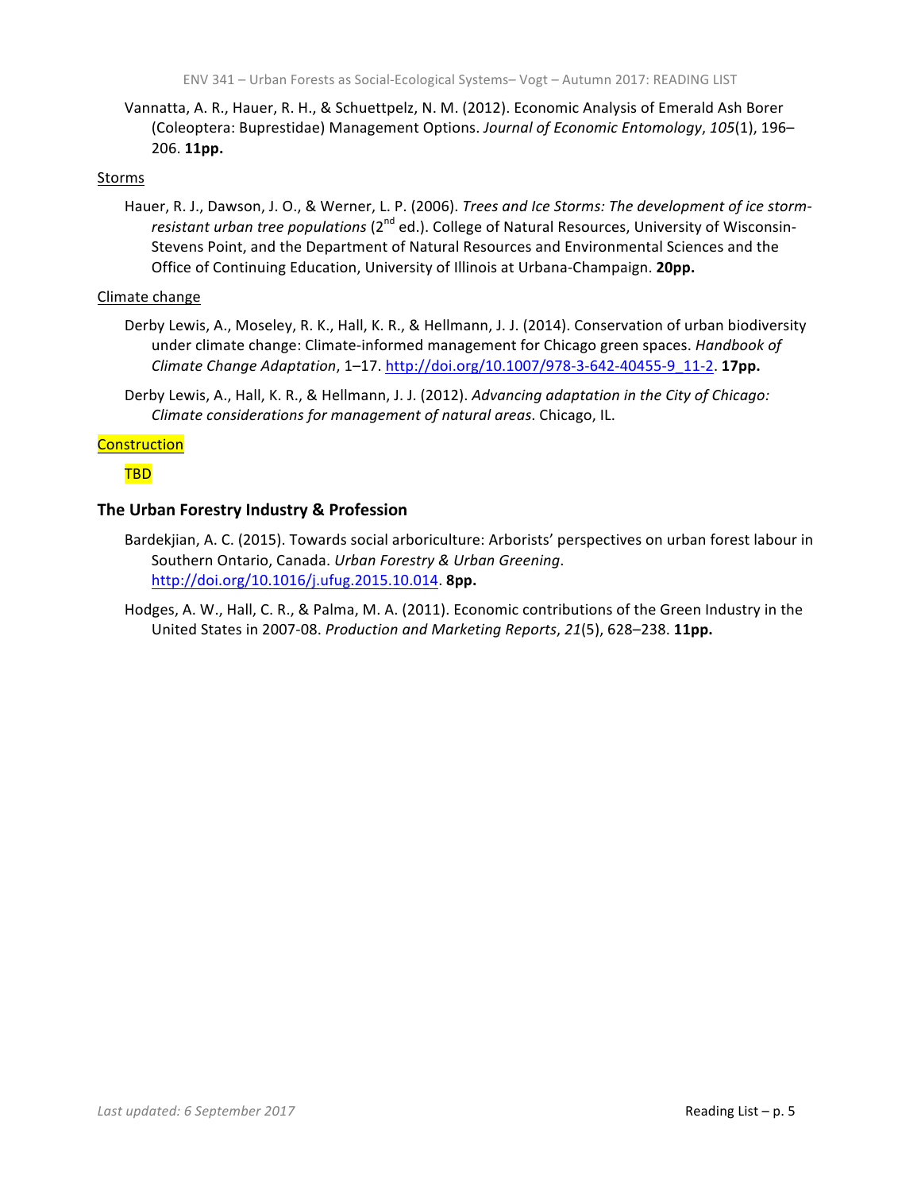Vannatta, A. R., Hauer, R. H., & Schuettpelz, N. M. (2012). Economic Analysis of Emerald Ash Borer (Coleoptera: Buprestidae) Management Options. *Journal of Economic Entomology*, *105*(1), 196–206. **11pp.**

Storms

Hauer, R. J., Dawson, J. O., & Werner, L. P. (2006). *Trees and Ice Storms: The development of ice storm-resistant urban tree populations* (2nd ed.). College of Natural Resources, University of Wisconsin-Stevens Point, and the Department of Natural Resources and Environmental Sciences and the Office of Continuing Education, University of Illinois at Urbana-Champaign. **20pp.**

Climate change

Derby Lewis, A., Moseley, R. K., Hall, K. R., & Hellmann, J. J. (2014). Conservation of urban biodiversity under climate change: Climate-informed management for Chicago green spaces. *Handbook of Climate Change Adaptation*, 1–17. http://doi.org/10.1007/978-3-642-40455-9_11-2. **17pp.**

Derby Lewis, A., Hall, K. R., & Hellmann, J. J. (2012). *Advancing adaptation in the City of Chicago: Climate considerations for management of natural areas*. Chicago, IL.

Construction

TBD

### The Urban Forestry Industry & Profession

Bardekjian, A. C. (2015). Towards social arboriculture: Arborists' perspectives on urban forest labour in Southern Ontario, Canada. *Urban Forestry & Urban Greening*. http://doi.org/10.1016/j.ufug.2015.10.014. **8pp.**

Hodges, A. W., Hall, C. R., & Palma, M. A. (2011). Economic contributions of the Green Industry in the United States in 2007-08. *Production and Marketing Reports*, *21*(5), 628–238. **11pp.**